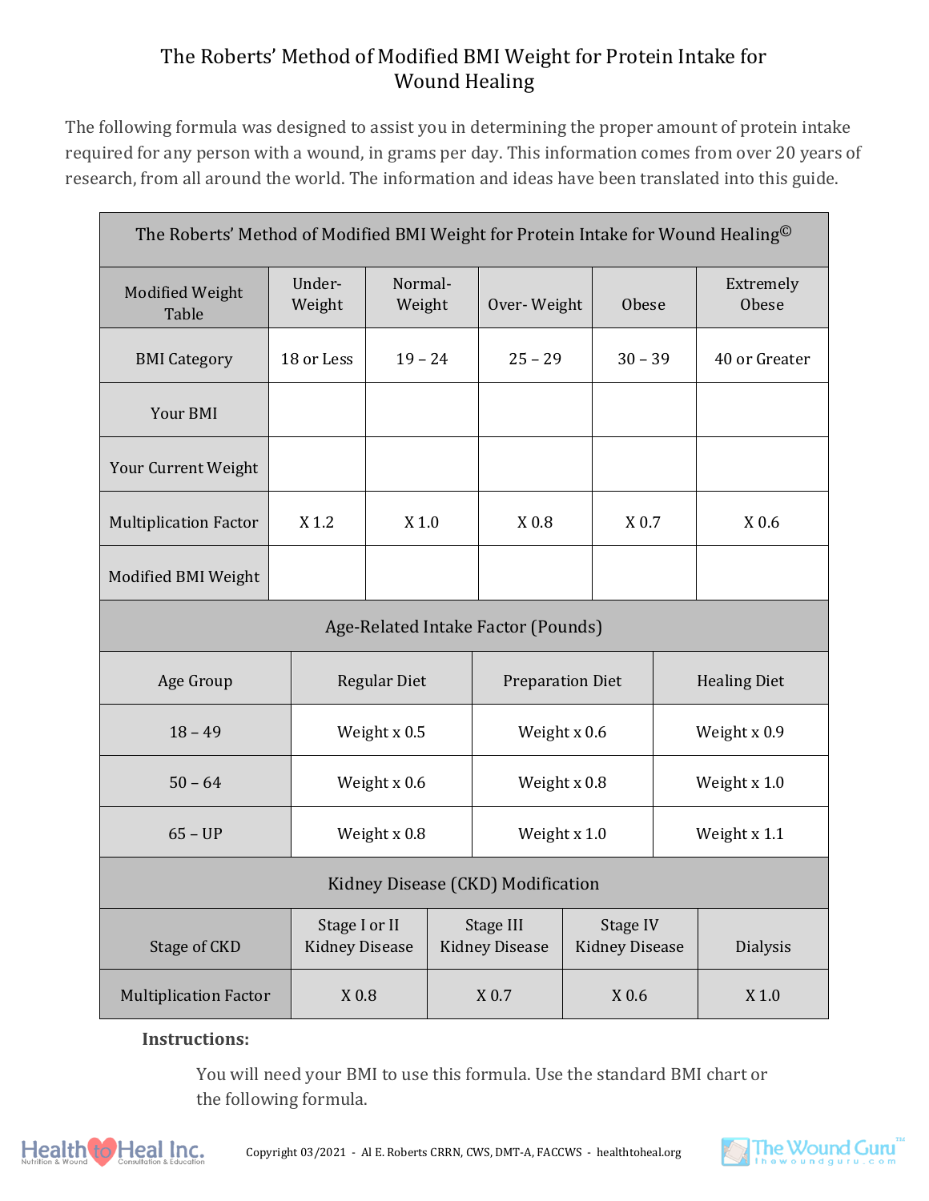# The Roberts' Method of Modified BMI Weight for Protein Intake for Wound Healing

The following formula was designed to assist you in determining the proper amount of protein intake required for any person with a wound, in grams per day. This information comes from over 20 years of research, from all around the world. The information and ideas have been translated into this guide.

| The Roberts' Method of Modified BMI Weight for Protein Intake for Wound Healing© | | | | | |
|---|---|---|---|---|---|
| Modified Weight Table | Under-Weight | Normal-Weight | Over- Weight | Obese | Extremely Obese |
| BMI Category | 18 or Less | 19 – 24 | 25 – 29 | 30 – 39 | 40 or Greater |
| Your BMI | | | | | |
| Your Current Weight | | | | | |
| Multiplication Factor | X 1.2 | X 1.0 | X 0.8 | X 0.7 | X 0.6 |
| Modified BMI Weight | | | | | |

| Age-Related Intake Factor (Pounds) | | | |
|---|---|---|---|
| Age Group | Regular Diet | Preparation Diet | Healing Diet |
| 18 – 49 | Weight x 0.5 | Weight x 0.6 | Weight x 0.9 |
| 50 – 64 | Weight x 0.6 | Weight x 0.8 | Weight x 1.0 |
| 65 – UP | Weight x 0.8 | Weight x 1.0 | Weight x 1.1 |

| Kidney Disease (CKD) Modification | | | | |
|---|---|---|---|---|
| Stage of CKD | Stage I or II Kidney Disease | Stage III Kidney Disease | Stage IV Kidney Disease | Dialysis |
| Multiplication Factor | X 0.8 | X 0.7 | X 0.6 | X 1.0 |

**Instructions:**

You will need your BMI to use this formula. Use the standard BMI chart or the following formula.

Copyright 03/2021 - Al E. Roberts CRRN, CWS, DMT-A, FACCWS - healthtoheal.org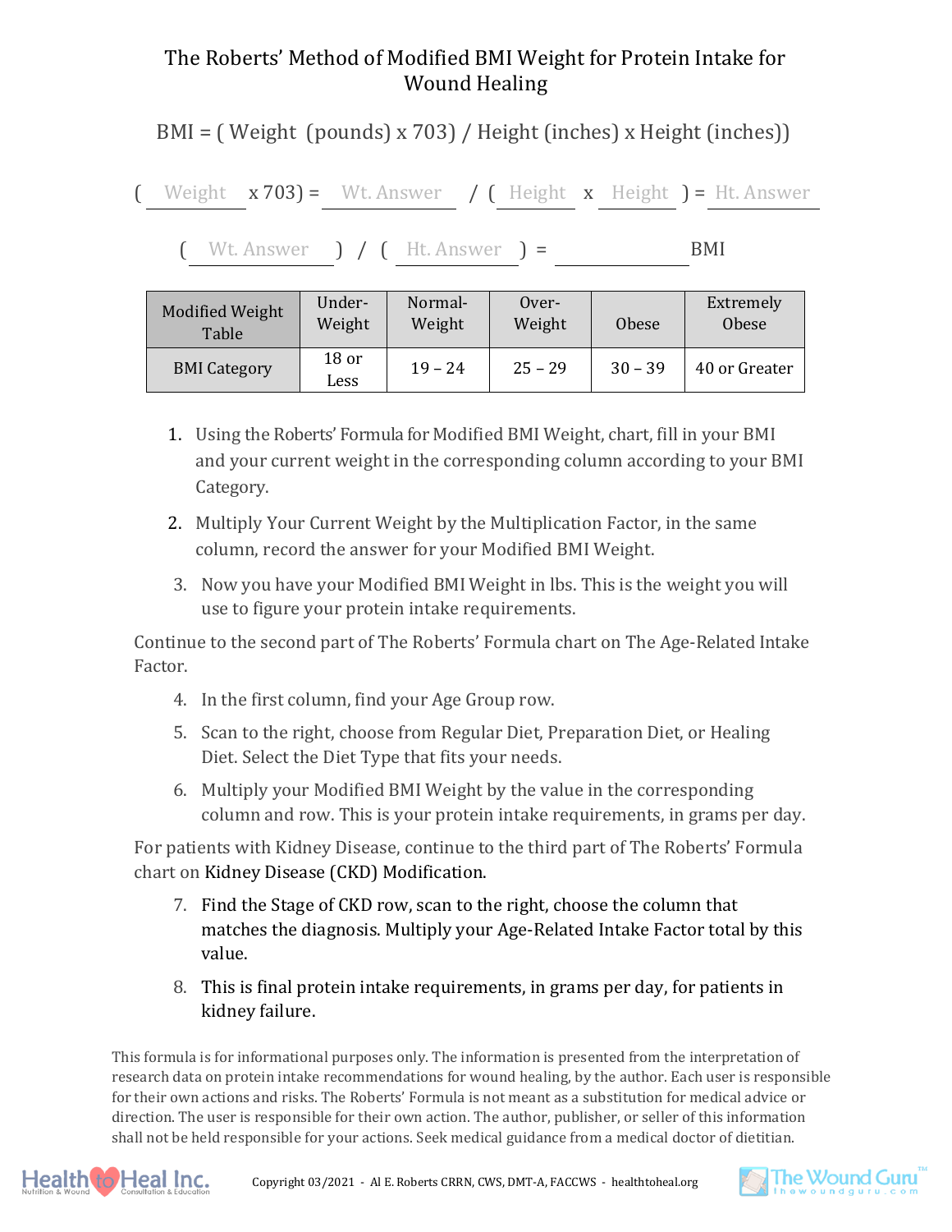# The Roberts' Method of Modified BMI Weight for Protein Intake for Wound Healing

BMI = ( Weight (pounds) x 703) / Height (inches) x Height (inches))

( Weight x 703) = Wt. Answer / ( Height x Height ) = Ht. Answer

( Wt. Answer ) / ( Ht. Answer ) = ____________ BMI

| Modified Weight Table | Under-Weight | Normal-Weight | Over-Weight | Obese | Extremely Obese |
|---|---|---|---|---|---|
| BMI Category | 18 or Less | 19 – 24 | 25 – 29 | 30 – 39 | 40 or Greater |

1. Using the Roberts' Formula for Modified BMI Weight, chart, fill in your BMI and your current weight in the corresponding column according to your BMI Category.
2. Multiply Your Current Weight by the Multiplication Factor, in the same column, record the answer for your Modified BMI Weight.
3. Now you have your Modified BMI Weight in lbs. This is the weight you will use to figure your protein intake requirements.

Continue to the second part of The Roberts' Formula chart on The Age-Related Intake Factor.

4. In the first column, find your Age Group row.
5. Scan to the right, choose from Regular Diet, Preparation Diet, or Healing Diet. Select the Diet Type that fits your needs.
6. Multiply your Modified BMI Weight by the value in the corresponding column and row. This is your protein intake requirements, in grams per day.

For patients with Kidney Disease, continue to the third part of The Roberts' Formula chart on Kidney Disease (CKD) Modification.

7. Find the Stage of CKD row, scan to the right, choose the column that matches the diagnosis. Multiply your Age-Related Intake Factor total by this value.
8. This is final protein intake requirements, in grams per day, for patients in kidney failure.

This formula is for informational purposes only. The information is presented from the interpretation of research data on protein intake recommendations for wound healing, by the author. Each user is responsible for their own actions and risks. The Roberts' Formula is not meant as a substitution for medical advice or direction. The user is responsible for their own action. The author, publisher, or seller of this information shall not be held responsible for your actions. Seek medical guidance from a medical doctor of dietitian.

Health to Heal Inc. Nutrition & Wound Consultation & Education

Copyright 03/2021 - Al E. Roberts CRRN, CWS, DMT-A, FACCWS - healthtoheal.org

The Wound Guru™ thewoundguru.com